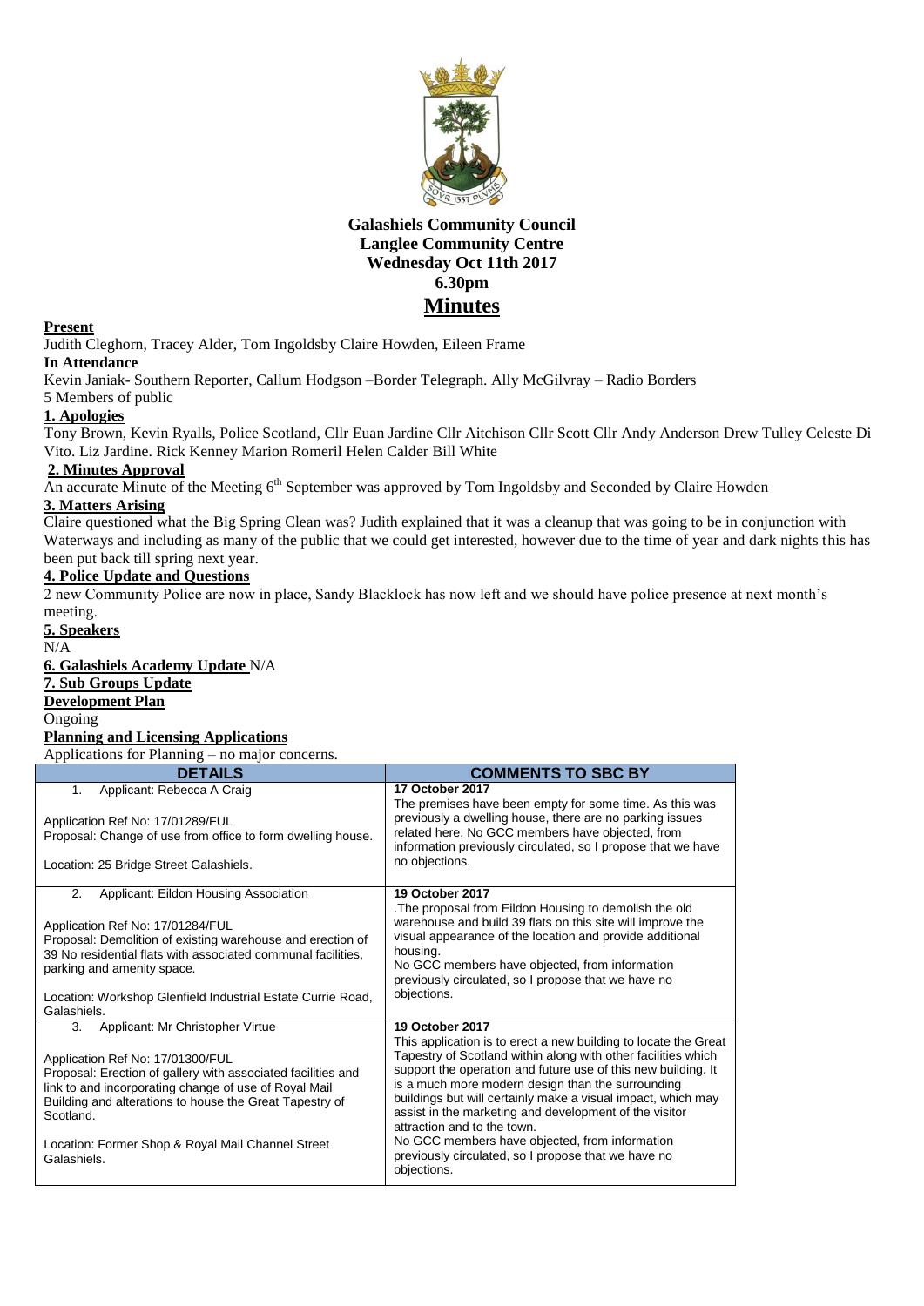# Galashiels Community Council
## Langlee Community Centre
## Wednesday Oct 11th 2017
## 6.30pm
## Minutes

**Present**

Judith Cleghorn, Tracey Alder, Tom Ingoldsby Claire Howden, Eileen Frame

**In Attendance**

Kevin Janiak- Southern Reporter, Callum Hodgson –Border Telegraph. Ally McGilvray – Radio Borders

5 Members of public

**1. Apologies**

Tony Brown, Kevin Ryalls, Police Scotland, Cllr Euan Jardine Cllr Aitchison Cllr Scott Cllr Andy Anderson Drew Tulley Celeste Di Vito. Liz Jardine. Rick Kenney Marion Romeril Helen Calder Bill White

**2. Minutes Approval**

An accurate Minute of the Meeting 6th September was approved by Tom Ingoldsby and Seconded by Claire Howden

**3. Matters Arising**

Claire questioned what the Big Spring Clean was? Judith explained that it was a cleanup that was going to be in conjunction with Waterways and including as many of the public that we could get interested, however due to the time of year and dark nights this has been put back till spring next year.

**4. Police Update and Questions**

2 new Community Police are now in place, Sandy Blacklock has now left and we should have police presence at next month's meeting.

**5. Speakers**

N/A

**6. Galashiels Academy Update** N/A

**7. Sub Groups Update**

**Development Plan**

Ongoing

**Planning and Licensing Applications**

Applications for Planning – no major concerns.

| DETAILS | COMMENTS TO SBC BY |
|---|---|
| 1. Applicant: Rebecca A Craig<br><br>Application Ref No: 17/01289/FUL<br>Proposal: Change of use from office to form dwelling house.<br><br>Location: 25 Bridge Street Galashiels. | **17 October 2017**<br>The premises have been empty for some time. As this was previously a dwelling house, there are no parking issues related here. No GCC members have objected, from information previously circulated, so I propose that we have no objections. |
| 2. Applicant: Eildon Housing Association<br><br>Application Ref No: 17/01284/FUL<br>Proposal: Demolition of existing warehouse and erection of 39 No residential flats with associated communal facilities, parking and amenity space.<br><br>Location: Workshop Glenfield Industrial Estate Currie Road, Galashiels. | **19 October 2017**<br>.The proposal from Eildon Housing to demolish the old warehouse and build 39 flats on this site will improve the visual appearance of the location and provide additional housing.<br>No GCC members have objected, from information previously circulated, so I propose that we have no objections. |
| 3. Applicant: Mr Christopher Virtue<br><br>Application Ref No: 17/01300/FUL<br>Proposal: Erection of gallery with associated facilities and link to and incorporating change of use of Royal Mail Building and alterations to house the Great Tapestry of Scotland.<br><br>Location: Former Shop & Royal Mail Channel Street Galashiels. | **19 October 2017**<br>This application is to erect a new building to locate the Great Tapestry of Scotland within along with other facilities which support the operation and future use of this new building. It is a much more modern design than the surrounding buildings but will certainly make a visual impact, which may assist in the marketing and development of the visitor attraction and to the town.<br>No GCC members have objected, from information previously circulated, so I propose that we have no objections. |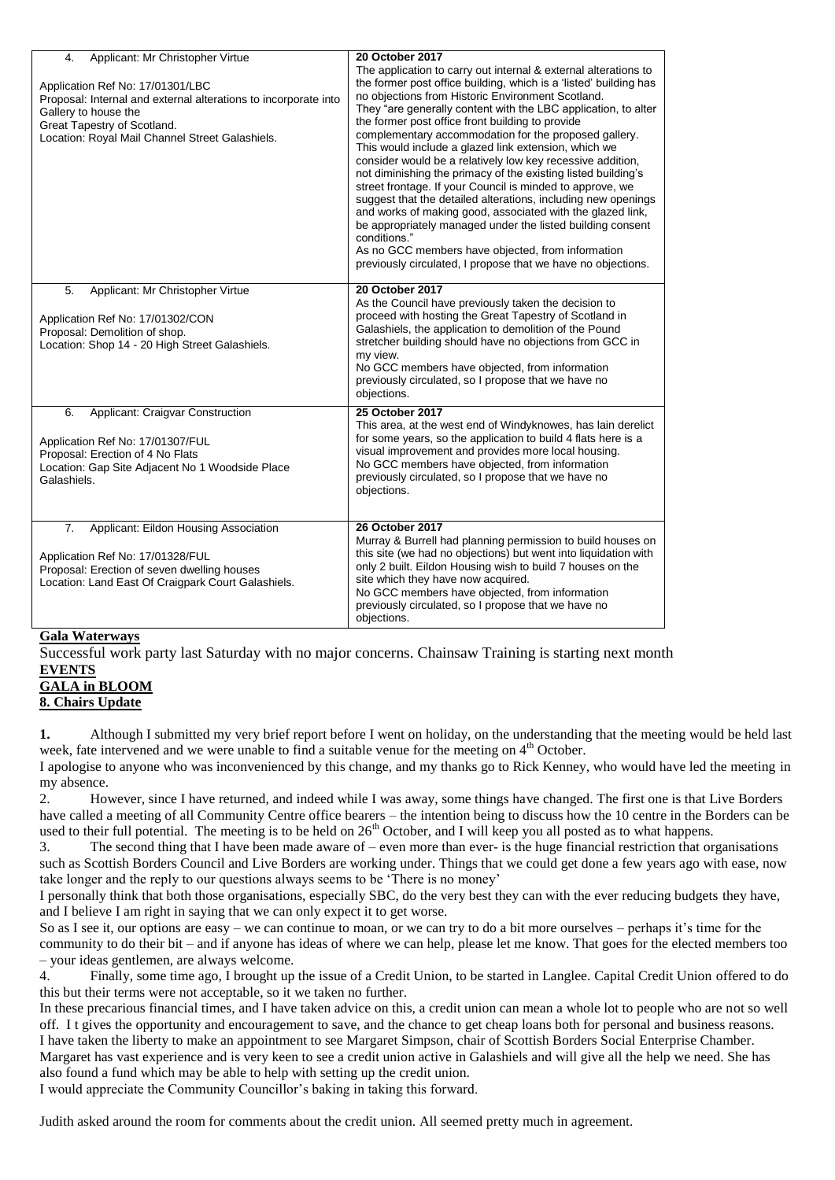| | |
|---|---|
| 4. Applicant: Mr Christopher Virtue<br><br>Application Ref No: 17/01301/LBC<br>Proposal: Internal and external alterations to incorporate into Gallery to house the Great Tapestry of Scotland.<br>Location: Royal Mail Channel Street Galashiels. | **20 October 2017**<br>The application to carry out internal & external alterations to the former post office building, which is a 'listed' building has no objections from Historic Environment Scotland.<br>They "are generally content with the LBC application, to alter the former post office front building to provide complementary accommodation for the proposed gallery. This would include a glazed link extension, which we consider would be a relatively low key recessive addition, not diminishing the primacy of the existing listed building's street frontage. If your Council is minded to approve, we suggest that the detailed alterations, including new openings and works of making good, associated with the glazed link, be appropriately managed under the listed building consent conditions."<br>As no GCC members have objected, from information previously circulated, I propose that we have no objections. |
| 5. Applicant: Mr Christopher Virtue<br><br>Application Ref No: 17/01302/CON<br>Proposal: Demolition of shop.<br>Location: Shop 14 - 20 High Street Galashiels. | **20 October 2017**<br>As the Council have previously taken the decision to proceed with hosting the Great Tapestry of Scotland in Galashiels, the application to demolition of the Pound stretcher building should have no objections from GCC in my view.<br>No GCC members have objected, from information previously circulated, so I propose that we have no objections. |
| 6. Applicant: Craigvar Construction<br><br>Application Ref No: 17/01307/FUL<br>Proposal: Erection of 4 No Flats<br>Location: Gap Site Adjacent No 1 Woodside Place Galashiels. | **25 October 2017**<br>This area, at the west end of Windyknowes, has lain derelict for some years, so the application to build 4 flats here is a visual improvement and provides more local housing.<br>No GCC members have objected, from information previously circulated, so I propose that we have no objections. |
| 7. Applicant: Eildon Housing Association<br><br>Application Ref No: 17/01328/FUL<br>Proposal: Erection of seven dwelling houses<br>Location: Land East Of Craigpark Court Galashiels. | **26 October 2017**<br>Murray & Burrell had planning permission to build houses on this site (we had no objections) but went into liquidation with only 2 built. Eildon Housing wish to build 7 houses on the site which they have now acquired.<br>No GCC members have objected, from information previously circulated, so I propose that we have no objections. |

**Gala Waterways**

Successful work party last Saturday with no major concerns. Chainsaw Training is starting next month

**EVENTS**

**GALA in BLOOM**

**8. Chairs Update**

**1.** Although I submitted my very brief report before I went on holiday, on the understanding that the meeting would be held last week, fate intervened and we were unable to find a suitable venue for the meeting on 4th October.

I apologise to anyone who was inconvenienced by this change, and my thanks go to Rick Kenney, who would have led the meeting in my absence.

2. However, since I have returned, and indeed while I was away, some things have changed. The first one is that Live Borders have called a meeting of all Community Centre office bearers – the intention being to discuss how the 10 centre in the Borders can be used to their full potential. The meeting is to be held on 26th October, and I will keep you all posted as to what happens.

3. The second thing that I have been made aware of – even more than ever- is the huge financial restriction that organisations such as Scottish Borders Council and Live Borders are working under. Things that we could get done a few years ago with ease, now take longer and the reply to our questions always seems to be 'There is no money'

I personally think that both those organisations, especially SBC, do the very best they can with the ever reducing budgets they have, and I believe I am right in saying that we can only expect it to get worse.

So as I see it, our options are easy – we can continue to moan, or we can try to do a bit more ourselves – perhaps it's time for the community to do their bit – and if anyone has ideas of where we can help, please let me know. That goes for the elected members too – your ideas gentlemen, are always welcome.

4. Finally, some time ago, I brought up the issue of a Credit Union, to be started in Langlee. Capital Credit Union offered to do this but their terms were not acceptable, so it we taken no further.

In these precarious financial times, and I have taken advice on this, a credit union can mean a whole lot to people who are not so well off. I t gives the opportunity and encouragement to save, and the chance to get cheap loans both for personal and business reasons.

I have taken the liberty to make an appointment to see Margaret Simpson, chair of Scottish Borders Social Enterprise Chamber.

Margaret has vast experience and is very keen to see a credit union active in Galashiels and will give all the help we need. She has also found a fund which may be able to help with setting up the credit union.

I would appreciate the Community Councillor's baking in taking this forward.

Judith asked around the room for comments about the credit union. All seemed pretty much in agreement.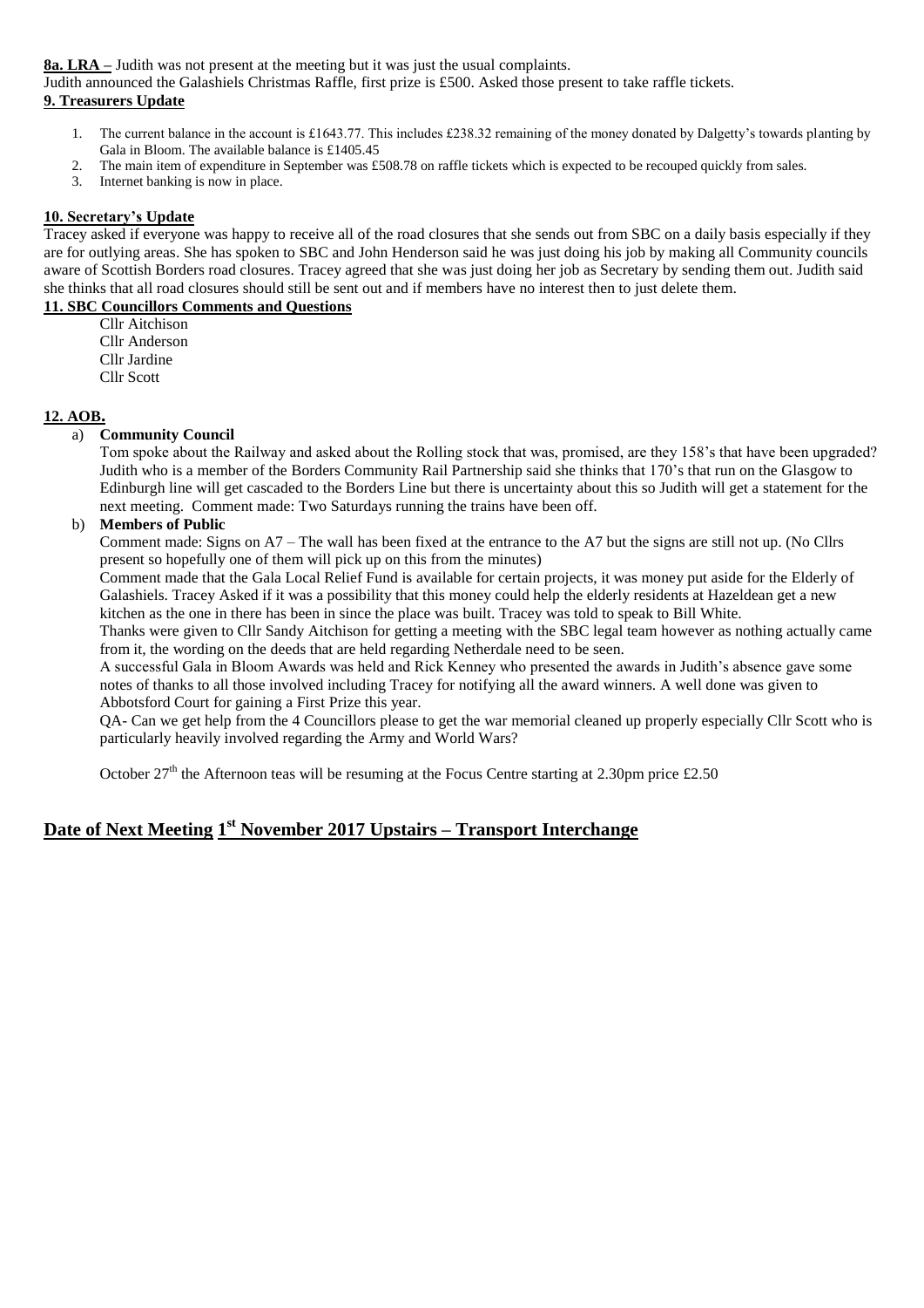**8a. LRA –** Judith was not present at the meeting but it was just the usual complaints.
Judith announced the Galashiels Christmas Raffle, first prize is £500. Asked those present to take raffle tickets.

**9. Treasurers Update**

1. The current balance in the account is £1643.77. This includes £238.32 remaining of the money donated by Dalgetty's towards planting by Gala in Bloom. The available balance is £1405.45
2. The main item of expenditure in September was £508.78 on raffle tickets which is expected to be recouped quickly from sales.
3. Internet banking is now in place.

**10. Secretary's Update**

Tracey asked if everyone was happy to receive all of the road closures that she sends out from SBC on a daily basis especially if they are for outlying areas. She has spoken to SBC and John Henderson said he was just doing his job by making all Community councils aware of Scottish Borders road closures. Tracey agreed that she was just doing her job as Secretary by sending them out. Judith said she thinks that all road closures should still be sent out and if members have no interest then to just delete them.

**11. SBC Councillors Comments and Questions**

Cllr Aitchison
Cllr Anderson
Cllr Jardine
Cllr Scott

**12. AOB.**

a) **Community Council**

Tom spoke about the Railway and asked about the Rolling stock that was, promised, are they 158's that have been upgraded? Judith who is a member of the Borders Community Rail Partnership said she thinks that 170's that run on the Glasgow to Edinburgh line will get cascaded to the Borders Line but there is uncertainty about this so Judith will get a statement for the next meeting. Comment made: Two Saturdays running the trains have been off.

b) **Members of Public**

Comment made: Signs on A7 – The wall has been fixed at the entrance to the A7 but the signs are still not up. (No Cllrs present so hopefully one of them will pick up on this from the minutes)

Comment made that the Gala Local Relief Fund is available for certain projects, it was money put aside for the Elderly of Galashiels. Tracey Asked if it was a possibility that this money could help the elderly residents at Hazeldean get a new kitchen as the one in there has been in since the place was built. Tracey was told to speak to Bill White.

Thanks were given to Cllr Sandy Aitchison for getting a meeting with the SBC legal team however as nothing actually came from it, the wording on the deeds that are held regarding Netherdale need to be seen.

A successful Gala in Bloom Awards was held and Rick Kenney who presented the awards in Judith's absence gave some notes of thanks to all those involved including Tracey for notifying all the award winners. A well done was given to Abbotsford Court for gaining a First Prize this year.

QA- Can we get help from the 4 Councillors please to get the war memorial cleaned up properly especially Cllr Scott who is particularly heavily involved regarding the Army and World Wars?

October 27th the Afternoon teas will be resuming at the Focus Centre starting at 2.30pm price £2.50

## Date of Next Meeting 1st November 2017 Upstairs – Transport Interchange